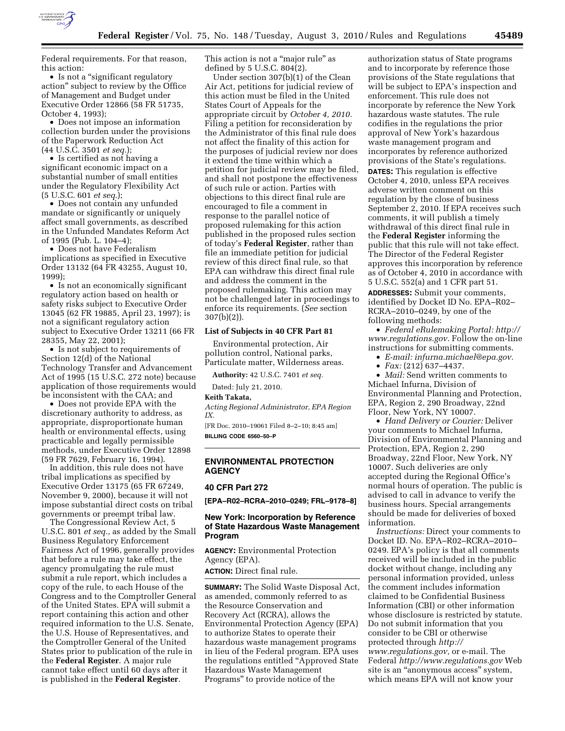Federal requirements. For that reason, this action:

- Is not a "significant regulatory action" subject to review by the Office of Management and Budget under Executive Order 12866 (58 FR 51735, October 4, 1993);
- Does not impose an information collection burden under the provisions of the Paperwork Reduction Act (44 U.S.C. 3501 *et seq.*);
- Is certified as not having a significant economic impact on a substantial number of small entities under the Regulatory Flexibility Act (5 U.S.C. 601 *et seq.*);
- Does not contain any unfunded mandate or significantly or uniquely affect small governments, as described in the Unfunded Mandates Reform Act of 1995 (Pub. L. 104–4);
- Does not have Federalism implications as specified in Executive Order 13132 (64 FR 43255, August 10, 1999);
- Is not an economically significant regulatory action based on health or safety risks subject to Executive Order 13045 (62 FR 19885, April 23, 1997); is not a significant regulatory action subject to Executive Order 13211 (66 FR 28355, May 22, 2001);
- Is not subject to requirements of Section 12(d) of the National Technology Transfer and Advancement Act of 1995 (15 U.S.C. 272 note) because application of those requirements would be inconsistent with the CAA; and
- Does not provide EPA with the discretionary authority to address, as appropriate, disproportionate human health or environmental effects, using practicable and legally permissible methods, under Executive Order 12898 (59 FR 7629, February 16, 1994).

In addition, this rule does not have tribal implications as specified by Executive Order 13175 (65 FR 67249, November 9, 2000), because it will not impose substantial direct costs on tribal governments or preempt tribal law.

The Congressional Review Act, 5 U.S.C. 801 *et seq.,* as added by the Small Business Regulatory Enforcement Fairness Act of 1996, generally provides that before a rule may take effect, the agency promulgating the rule must submit a rule report, which includes a copy of the rule, to each House of the Congress and to the Comptroller General of the United States. EPA will submit a report containing this action and other required information to the U.S. Senate, the U.S. House of Representatives, and the Comptroller General of the United States prior to publication of the rule in the **Federal Register**. A major rule cannot take effect until 60 days after it is published in the **Federal Register**.

This action is not a "major rule" as defined by 5 U.S.C. 804(2).

Under section 307(b)(1) of the Clean Air Act, petitions for judicial review of this action must be filed in the United States Court of Appeals for the appropriate circuit by *October 4, 2010*. Filing a petition for reconsideration by the Administrator of this final rule does not affect the finality of this action for the purposes of judicial review nor does it extend the time within which a petition for judicial review may be filed, and shall not postpone the effectiveness of such rule or action. Parties with objections to this direct final rule are encouraged to file a comment in response to the parallel notice of proposed rulemaking for this action published in the proposed rules section of today's **Federal Register**, rather than file an immediate petition for judicial review of this direct final rule, so that EPA can withdraw this direct final rule and address the comment in the proposed rulemaking. This action may not be challenged later in proceedings to enforce its requirements. (*See* section 307(b)(2)).

### List of Subjects in 40 CFR Part 81

Environmental protection, Air pollution control, National parks, Particulate matter, Wilderness areas.

**Authority:** 42 U.S.C. 7401 *et seq.*

Dated: July 21, 2010.

**Keith Takata,**

*Acting Regional Administrator, EPA Region IX.*

[FR Doc. 2010–19061 Filed 8–2–10; 8:45 am]

**BILLING CODE 6560–50–P**

---

## ENVIRONMENTAL PROTECTION AGENCY

### 40 CFR Part 272

**[EPA–R02–RCRA–2010–0249; FRL–9178–8]**

### New York: Incorporation by Reference of State Hazardous Waste Management Program

**AGENCY:** Environmental Protection Agency (EPA).

**ACTION:** Direct final rule.

**SUMMARY:** The Solid Waste Disposal Act, as amended, commonly referred to as the Resource Conservation and Recovery Act (RCRA), allows the Environmental Protection Agency (EPA) to authorize States to operate their hazardous waste management programs in lieu of the Federal program. EPA uses the regulations entitled "Approved State Hazardous Waste Management Programs" to provide notice of the authorization status of State programs and to incorporate by reference those provisions of the State regulations that will be subject to EPA's inspection and enforcement. This rule does not incorporate by reference the New York hazardous waste statutes. The rule codifies in the regulations the prior approval of New York's hazardous waste management program and incorporates by reference authorized provisions of the State's regulations.

**DATES:** This regulation is effective October 4, 2010, unless EPA receives adverse written comment on this regulation by the close of business September 2, 2010. If EPA receives such comments, it will publish a timely withdrawal of this direct final rule in the **Federal Register** informing the public that this rule will not take effect. The Director of the Federal Register approves this incorporation by reference as of October 4, 2010 in accordance with 5 U.S.C. 552(a) and 1 CFR part 51.

**ADDRESSES:** Submit your comments, identified by Docket ID No. EPA–R02–RCRA–2010–0249, by one of the following methods:

- *Federal eRulemaking Portal: http://www.regulations.gov.* Follow the on-line instructions for submitting comments.
- *E-mail: infurna.michael@epa.gov.*
- *Fax:* (212) 637–4437.
- *Mail:* Send written comments to Michael Infurna, Division of Environmental Planning and Protection, EPA, Region 2, 290 Broadway, 22nd Floor, New York, NY 10007.
- *Hand Delivery or Courier:* Deliver your comments to Michael Infurna, Division of Environmental Planning and Protection, EPA, Region 2, 290 Broadway, 22nd Floor, New York, NY 10007. Such deliveries are only accepted during the Regional Office's normal hours of operation. The public is advised to call in advance to verify the business hours. Special arrangements should be made for deliveries of boxed information.

*Instructions:* Direct your comments to Docket ID. No. EPA–R02–RCRA–2010–0249. EPA's policy is that all comments received will be included in the public docket without change, including any personal information provided, unless the comment includes information claimed to be Confidential Business Information (CBI) or other information whose disclosure is restricted by statute. Do not submit information that you consider to be CBI or otherwise protected through *http://www.regulations.gov,* or e-mail. The Federal *http://www.regulations.gov* Web site is an "anonymous access" system, which means EPA will not know your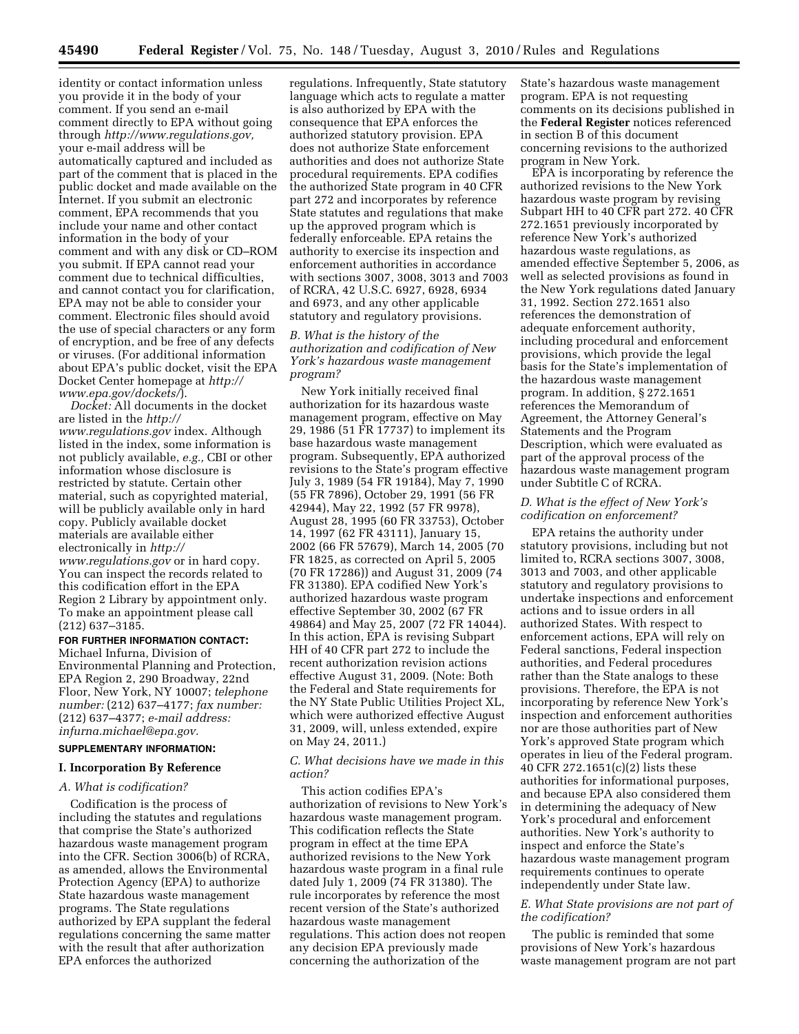identity or contact information unless you provide it in the body of your comment. If you send an e-mail comment directly to EPA without going through *http://www.regulations.gov,* your e-mail address will be automatically captured and included as part of the comment that is placed in the public docket and made available on the Internet. If you submit an electronic comment, EPA recommends that you include your name and other contact information in the body of your comment and with any disk or CD–ROM you submit. If EPA cannot read your comment due to technical difficulties, and cannot contact you for clarification, EPA may not be able to consider your comment. Electronic files should avoid the use of special characters or any form of encryption, and be free of any defects or viruses. (For additional information about EPA's public docket, visit the EPA Docket Center homepage at *http://www.epa.gov/dockets/*).

*Docket:* All documents in the docket are listed in the *http://www.regulations.gov* index. Although listed in the index, some information is not publicly available, *e.g.,* CBI or other information whose disclosure is restricted by statute. Certain other material, such as copyrighted material, will be publicly available only in hard copy. Publicly available docket materials are available either electronically in *http://www.regulations.gov* or in hard copy. You can inspect the records related to this codification effort in the EPA Region 2 Library by appointment only. To make an appointment please call (212) 637–3185.

**FOR FURTHER INFORMATION CONTACT:** Michael Infurna, Division of Environmental Planning and Protection, EPA Region 2, 290 Broadway, 22nd Floor, New York, NY 10007; *telephone number:* (212) 637–4177; *fax number:* (212) 637–4377; *e-mail address: infurna.michael@epa.gov.*

**SUPPLEMENTARY INFORMATION:**

## I. Incorporation By Reference

### A. What is codification?

Codification is the process of including the statutes and regulations that comprise the State's authorized hazardous waste management program into the CFR. Section 3006(b) of RCRA, as amended, allows the Environmental Protection Agency (EPA) to authorize State hazardous waste management programs. The State regulations authorized by EPA supplant the federal regulations concerning the same matter with the result that after authorization EPA enforces the authorized regulations. Infrequently, State statutory language which acts to regulate a matter is also authorized by EPA with the consequence that EPA enforces the authorized statutory provision. EPA does not authorize State enforcement authorities and does not authorize State procedural requirements. EPA codifies the authorized State program in 40 CFR part 272 and incorporates by reference State statutes and regulations that make up the approved program which is federally enforceable. EPA retains the authority to exercise its inspection and enforcement authorities in accordance with sections 3007, 3008, 3013 and 7003 of RCRA, 42 U.S.C. 6927, 6928, 6934 and 6973, and any other applicable statutory and regulatory provisions.

### B. What is the history of the authorization and codification of New York's hazardous waste management program?

New York initially received final authorization for its hazardous waste management program, effective on May 29, 1986 (51 FR 17737) to implement its base hazardous waste management program. Subsequently, EPA authorized revisions to the State's program effective July 3, 1989 (54 FR 19184), May 7, 1990 (55 FR 7896), October 29, 1991 (56 FR 42944), May 22, 1992 (57 FR 9978), August 28, 1995 (60 FR 33753), October 14, 1997 (62 FR 43111), January 15, 2002 (66 FR 57679), March 14, 2005 (70 FR 1825, as corrected on April 5, 2005 (70 FR 17286)) and August 31, 2009 (74 FR 31380). EPA codified New York's authorized hazardous waste program effective September 30, 2002 (67 FR 49864) and May 25, 2007 (72 FR 14044). In this action, EPA is revising Subpart HH of 40 CFR part 272 to include the recent authorization revision actions effective August 31, 2009. (Note: Both the Federal and State requirements for the NY State Public Utilities Project XL, which were authorized effective August 31, 2009, will, unless extended, expire on May 24, 2011.)

### C. What decisions have we made in this action?

This action codifies EPA's authorization of revisions to New York's hazardous waste management program. This codification reflects the State program in effect at the time EPA authorized revisions to the New York hazardous waste program in a final rule dated July 1, 2009 (74 FR 31380). The rule incorporates by reference the most recent version of the State's authorized hazardous waste management regulations. This action does not reopen any decision EPA previously made concerning the authorization of the State's hazardous waste management program. EPA is not requesting comments on its decisions published in the **Federal Register** notices referenced in section B of this document concerning revisions to the authorized program in New York.

EPA is incorporating by reference the authorized revisions to the New York hazardous waste program by revising Subpart HH to 40 CFR part 272. 40 CFR 272.1651 previously incorporated by reference New York's authorized hazardous waste regulations, as amended effective September 5, 2006, as well as selected provisions as found in the New York regulations dated January 31, 1992. Section 272.1651 also references the demonstration of adequate enforcement authority, including procedural and enforcement provisions, which provide the legal basis for the State's implementation of the hazardous waste management program. In addition, § 272.1651 references the Memorandum of Agreement, the Attorney General's Statements and the Program Description, which were evaluated as part of the approval process of the hazardous waste management program under Subtitle C of RCRA.

### D. What is the effect of New York's codification on enforcement?

EPA retains the authority under statutory provisions, including but not limited to, RCRA sections 3007, 3008, 3013 and 7003, and other applicable statutory and regulatory provisions to undertake inspections and enforcement actions and to issue orders in all authorized States. With respect to enforcement actions, EPA will rely on Federal sanctions, Federal inspection authorities, and Federal procedures rather than the State analogs to these provisions. Therefore, the EPA is not incorporating by reference New York's inspection and enforcement authorities nor are those authorities part of New York's approved State program which operates in lieu of the Federal program. 40 CFR 272.1651(c)(2) lists these authorities for informational purposes, and because EPA also considered them in determining the adequacy of New York's procedural and enforcement authorities. New York's authority to inspect and enforce the State's hazardous waste management program requirements continues to operate independently under State law.

### E. What State provisions are not part of the codification?

The public is reminded that some provisions of New York's hazardous waste management program are not part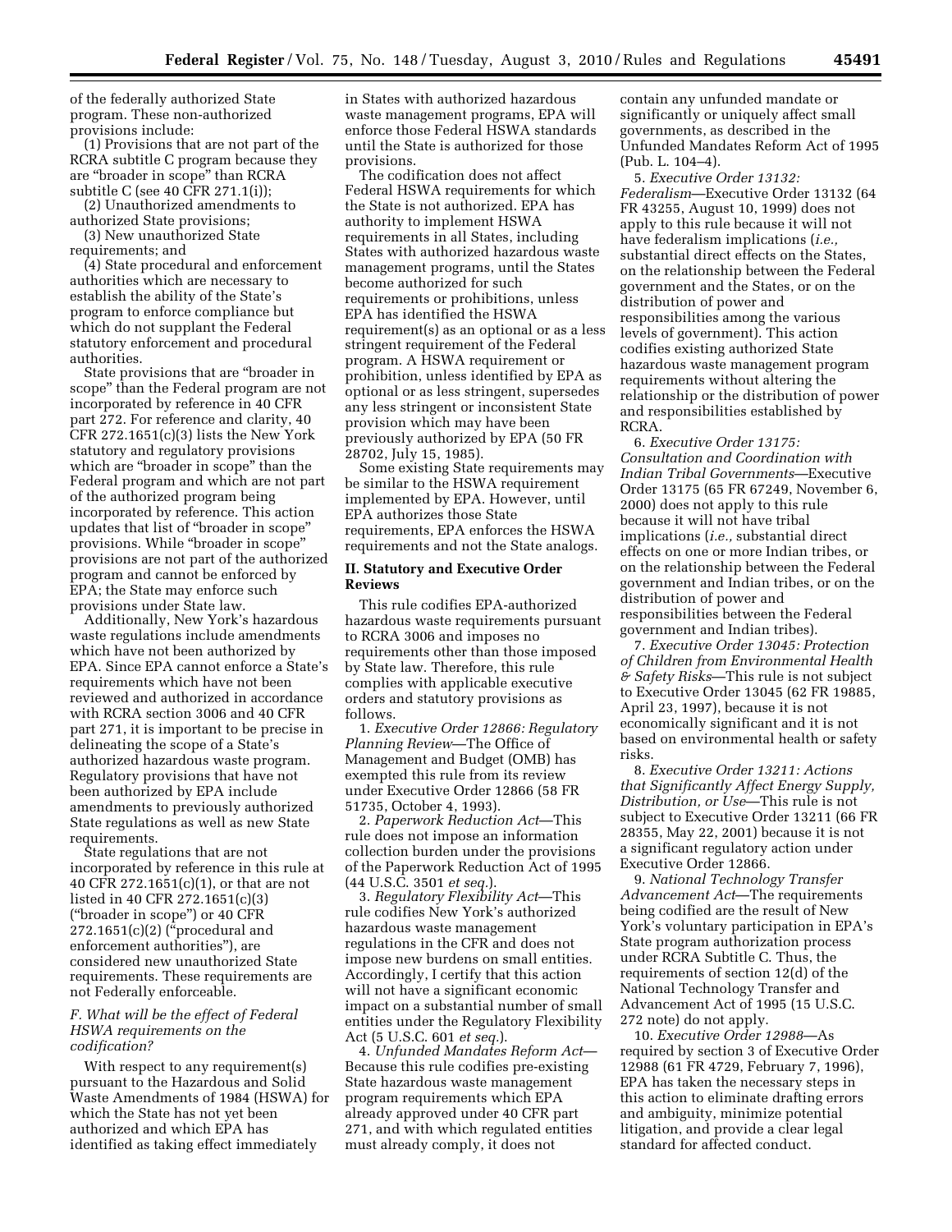of the federally authorized State program. These non-authorized provisions include:

(1) Provisions that are not part of the RCRA subtitle C program because they are "broader in scope" than RCRA subtitle C (see 40 CFR 271.1(i));

(2) Unauthorized amendments to authorized State provisions;

(3) New unauthorized State requirements; and

(4) State procedural and enforcement authorities which are necessary to establish the ability of the State's program to enforce compliance but which do not supplant the Federal statutory enforcement and procedural authorities.

State provisions that are "broader in scope" than the Federal program are not incorporated by reference in 40 CFR part 272. For reference and clarity, 40 CFR 272.1651(c)(3) lists the New York statutory and regulatory provisions which are "broader in scope" than the Federal program and which are not part of the authorized program being incorporated by reference. This action updates that list of "broader in scope" provisions. While "broader in scope" provisions are not part of the authorized program and cannot be enforced by EPA; the State may enforce such provisions under State law.

Additionally, New York's hazardous waste regulations include amendments which have not been authorized by EPA. Since EPA cannot enforce a State's requirements which have not been reviewed and authorized in accordance with RCRA section 3006 and 40 CFR part 271, it is important to be precise in delineating the scope of a State's authorized hazardous waste program. Regulatory provisions that have not been authorized by EPA include amendments to previously authorized State regulations as well as new State requirements.

State regulations that are not incorporated by reference in this rule at 40 CFR 272.1651(c)(1), or that are not listed in 40 CFR 272.1651(c)(3) ("broader in scope") or 40 CFR 272.1651(c)(2) ("procedural and enforcement authorities"), are considered new unauthorized State requirements. These requirements are not Federally enforceable.

### *F. What will be the effect of Federal HSWA requirements on the codification?*

With respect to any requirement(s) pursuant to the Hazardous and Solid Waste Amendments of 1984 (HSWA) for which the State has not yet been authorized and which EPA has identified as taking effect immediately in States with authorized hazardous waste management programs, EPA will enforce those Federal HSWA standards until the State is authorized for those provisions.

The codification does not affect Federal HSWA requirements for which the State is not authorized. EPA has authority to implement HSWA requirements in all States, including States with authorized hazardous waste management programs, until the States become authorized for such requirements or prohibitions, unless EPA has identified the HSWA requirement(s) as an optional or as a less stringent requirement of the Federal program. A HSWA requirement or prohibition, unless identified by EPA as optional or as less stringent, supersedes any less stringent or inconsistent State provision which may have been previously authorized by EPA (50 FR 28702, July 15, 1985).

Some existing State requirements may be similar to the HSWA requirement implemented by EPA. However, until EPA authorizes those State requirements, EPA enforces the HSWA requirements and not the State analogs.

## II. Statutory and Executive Order Reviews

This rule codifies EPA-authorized hazardous waste requirements pursuant to RCRA 3006 and imposes no requirements other than those imposed by State law. Therefore, this rule complies with applicable executive orders and statutory provisions as follows.

1. *Executive Order 12866: Regulatory Planning Review*—The Office of Management and Budget (OMB) has exempted this rule from its review under Executive Order 12866 (58 FR 51735, October 4, 1993).

2. *Paperwork Reduction Act*—This rule does not impose an information collection burden under the provisions of the Paperwork Reduction Act of 1995 (44 U.S.C. 3501 *et seq.*).

3. *Regulatory Flexibility Act*—This rule codifies New York's authorized hazardous waste management regulations in the CFR and does not impose new burdens on small entities. Accordingly, I certify that this action will not have a significant economic impact on a substantial number of small entities under the Regulatory Flexibility Act (5 U.S.C. 601 *et seq.*).

4. *Unfunded Mandates Reform Act*—Because this rule codifies pre-existing State hazardous waste management program requirements which EPA already approved under 40 CFR part 271, and with which regulated entities must already comply, it does not contain any unfunded mandate or significantly or uniquely affect small governments, as described in the Unfunded Mandates Reform Act of 1995 (Pub. L. 104–4).

5. *Executive Order 13132: Federalism*—Executive Order 13132 (64 FR 43255, August 10, 1999) does not apply to this rule because it will not have federalism implications (*i.e.,* substantial direct effects on the States, on the relationship between the Federal government and the States, or on the distribution of power and responsibilities among the various levels of government). This action codifies existing authorized State hazardous waste management program requirements without altering the relationship or the distribution of power and responsibilities established by RCRA.

6. *Executive Order 13175: Consultation and Coordination with Indian Tribal Governments*—Executive Order 13175 (65 FR 67249, November 6, 2000) does not apply to this rule because it will not have tribal implications (*i.e.,* substantial direct effects on one or more Indian tribes, or on the relationship between the Federal government and Indian tribes, or on the distribution of power and responsibilities between the Federal government and Indian tribes).

7. *Executive Order 13045: Protection of Children from Environmental Health & Safety Risks*—This rule is not subject to Executive Order 13045 (62 FR 19885, April 23, 1997), because it is not economically significant and it is not based on environmental health or safety risks.

8. *Executive Order 13211: Actions that Significantly Affect Energy Supply, Distribution, or Use*—This rule is not subject to Executive Order 13211 (66 FR 28355, May 22, 2001) because it is not a significant regulatory action under Executive Order 12866.

9. *National Technology Transfer Advancement Act*—The requirements being codified are the result of New York's voluntary participation in EPA's State program authorization process under RCRA Subtitle C. Thus, the requirements of section 12(d) of the National Technology Transfer and Advancement Act of 1995 (15 U.S.C. 272 note) do not apply.

10. *Executive Order 12988*—As required by section 3 of Executive Order 12988 (61 FR 4729, February 7, 1996), EPA has taken the necessary steps in this action to eliminate drafting errors and ambiguity, minimize potential litigation, and provide a clear legal standard for affected conduct.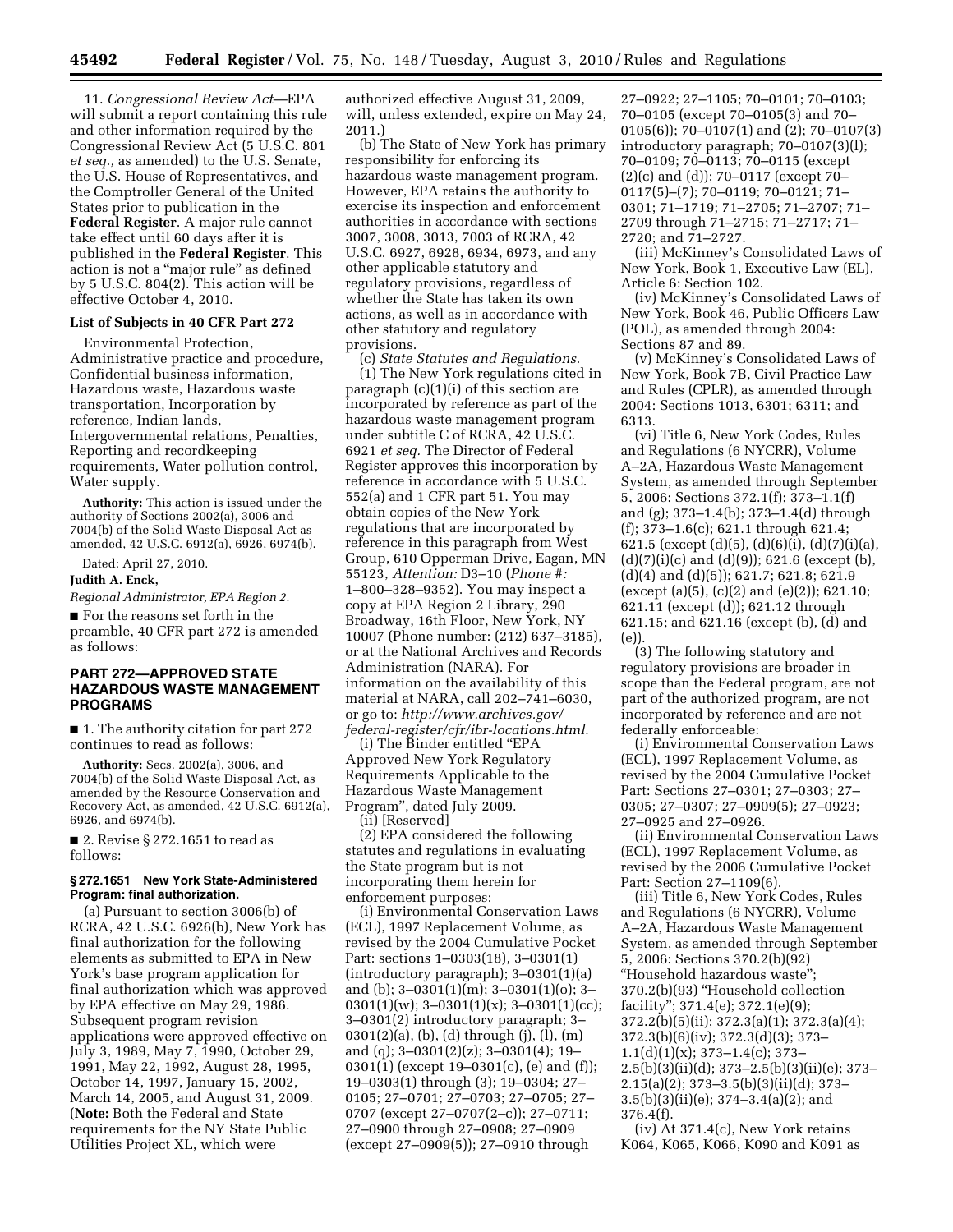11. *Congressional Review Act*—EPA will submit a report containing this rule and other information required by the Congressional Review Act (5 U.S.C. 801 *et seq.,* as amended) to the U.S. Senate, the U.S. House of Representatives, and the Comptroller General of the United States prior to publication in the **Federal Register**. A major rule cannot take effect until 60 days after it is published in the **Federal Register**. This action is not a "major rule" as defined by 5 U.S.C. 804(2). This action will be effective October 4, 2010.

**List of Subjects in 40 CFR Part 272**

Environmental Protection, Administrative practice and procedure, Confidential business information, Hazardous waste, Hazardous waste transportation, Incorporation by reference, Indian lands, Intergovernmental relations, Penalties, Reporting and recordkeeping requirements, Water pollution control, Water supply.

**Authority:** This action is issued under the authority of Sections 2002(a), 3006 and 7004(b) of the Solid Waste Disposal Act as amended, 42 U.S.C. 6912(a), 6926, 6974(b).

Dated: April 27, 2010.

**Judith A. Enck,**

*Regional Administrator, EPA Region 2.*

■ For the reasons set forth in the preamble, 40 CFR part 272 is amended as follows:

## PART 272—APPROVED STATE HAZARDOUS WASTE MANAGEMENT PROGRAMS

■ 1. The authority citation for part 272 continues to read as follows:

**Authority:** Secs. 2002(a), 3006, and 7004(b) of the Solid Waste Disposal Act, as amended by the Resource Conservation and Recovery Act, as amended, 42 U.S.C. 6912(a), 6926, and 6974(b).

■ 2. Revise § 272.1651 to read as follows:

**§ 272.1651 New York State-Administered Program: final authorization.**

(a) Pursuant to section 3006(b) of RCRA, 42 U.S.C. 6926(b), New York has final authorization for the following elements as submitted to EPA in New York's base program application for final authorization which was approved by EPA effective on May 29, 1986. Subsequent program revision applications were approved effective on July 3, 1989, May 7, 1990, October 29, 1991, May 22, 1992, August 28, 1995, October 14, 1997, January 15, 2002, March 14, 2005, and August 31, 2009. (**Note:** Both the Federal and State requirements for the NY State Public Utilities Project XL, which were authorized effective August 31, 2009, will, unless extended, expire on May 24, 2011.)

(b) The State of New York has primary responsibility for enforcing its hazardous waste management program. However, EPA retains the authority to exercise its inspection and enforcement authorities in accordance with sections 3007, 3008, 3013, 7003 of RCRA, 42 U.S.C. 6927, 6928, 6934, 6973, and any other applicable statutory and regulatory provisions, regardless of whether the State has taken its own actions, as well as in accordance with other statutory and regulatory provisions.

(c) *State Statutes and Regulations.*

(1) The New York regulations cited in paragraph (c)(1)(i) of this section are incorporated by reference as part of the hazardous waste management program under subtitle C of RCRA, 42 U.S.C. 6921 *et seq.* The Director of Federal Register approves this incorporation by reference in accordance with 5 U.S.C. 552(a) and 1 CFR part 51. You may obtain copies of the New York regulations that are incorporated by reference in this paragraph from West Group, 610 Opperman Drive, Eagan, MN 55123, *Attention:* D3–10 (*Phone #:* 1–800–328–9352). You may inspect a copy at EPA Region 2 Library, 290 Broadway, 16th Floor, New York, NY 10007 (Phone number: (212) 637–3185), or at the National Archives and Records Administration (NARA). For information on the availability of this material at NARA, call 202–741–6030, or go to: *http://www.archives.gov/federal-register/cfr/ibr-locations.html.*

(i) The Binder entitled "EPA Approved New York Regulatory Requirements Applicable to the Hazardous Waste Management Program", dated July 2009.

(ii) [Reserved]

(2) EPA considered the following statutes and regulations in evaluating the State program but is not incorporating them herein for enforcement purposes:

(i) Environmental Conservation Laws (ECL), 1997 Replacement Volume, as revised by the 2004 Cumulative Pocket Part: sections 1–0303(18), 3–0301(1) (introductory paragraph); 3–0301(1)(a) and (b); 3–0301(1)(m); 3–0301(1)(o); 3–0301(1)(w); 3–0301(1)(x); 3–0301(1)(cc); 3–0301(2) introductory paragraph; 3–0301(2)(a), (b), (d) through (j), (l), (m) and (q); 3–0301(2)(z); 3–0301(4); 19–0301(1) (except 19–0301(c), (e) and (f)); 19–0303(1) through (3); 19–0304; 27–0105; 27–0701; 27–0703; 27–0705; 27–0707 (except 27–0707(2–c)); 27–0711; 27–0900 through 27–0908; 27–0909 (except 27–0909(5)); 27–0910 through 27–0922; 27–1105; 70–0101; 70–0103; 70–0105 (except 70–0105(3) and 70–0105(6)); 70–0107(1) and (2); 70–0107(3) introductory paragraph; 70–0107(3)(l); 70–0109; 70–0113; 70–0115 (except (2)(c) and (d)); 70–0117 (except 70–0117(5)–(7); 70–0119; 70–0121; 71–0301; 71–1719; 71–2705; 71–2707; 71–2709 through 71–2715; 71–2717; 71–2720; and 71–2727.

(iii) McKinney's Consolidated Laws of New York, Book 1, Executive Law (EL), Article 6: Section 102.

(iv) McKinney's Consolidated Laws of New York, Book 46, Public Officers Law (POL), as amended through 2004: Sections 87 and 89.

(v) McKinney's Consolidated Laws of New York, Book 7B, Civil Practice Law and Rules (CPLR), as amended through 2004: Sections 1013, 6301; 6311; and 6313.

(vi) Title 6, New York Codes, Rules and Regulations (6 NYCRR), Volume A–2A, Hazardous Waste Management System, as amended through September 5, 2006: Sections 372.1(f); 373–1.1(f) and (g); 373–1.4(b); 373–1.4(d) through (f); 373–1.6(c); 621.1 through 621.4; 621.5 (except (d)(5), (d)(6)(i), (d)(7)(i)(a), (d)(7)(i)(c) and (d)(9)); 621.6 (except (b), (d)(4) and (d)(5)); 621.7; 621.8; 621.9 (except (a)(5), (c)(2) and (e)(2)); 621.10; 621.11 (except (d)); 621.12 through 621.15; and 621.16 (except (b), (d) and (e)).

(3) The following statutory and regulatory provisions are broader in scope than the Federal program, are not part of the authorized program, are not incorporated by reference and are not federally enforceable:

(i) Environmental Conservation Laws (ECL), 1997 Replacement Volume, as revised by the 2004 Cumulative Pocket Part: Sections 27–0301; 27–0303; 27–0305; 27–0307; 27–0909(5); 27–0923; 27–0925 and 27–0926.

(ii) Environmental Conservation Laws (ECL), 1997 Replacement Volume, as revised by the 2006 Cumulative Pocket Part: Section 27–1109(6).

(iii) Title 6, New York Codes, Rules and Regulations (6 NYCRR), Volume A–2A, Hazardous Waste Management System, as amended through September 5, 2006: Sections 370.2(b)(92) "Household hazardous waste"; 370.2(b)(93) "Household collection facility"; 371.4(e); 372.1(e)(9); 372.2(b)(5)(ii); 372.3(a)(1); 372.3(a)(4); 372.3(b)(6)(iv); 372.3(d)(3); 373–1.1(d)(1)(x); 373–1.4(c); 373–2.5(b)(3)(ii)(d); 373–2.5(b)(3)(ii)(e); 373–2.15(a)(2); 373–3.5(b)(3)(ii)(d); 373–3.5(b)(3)(ii)(e); 374–3.4(a)(2); and 376.4(f).

(iv) At 371.4(c), New York retains K064, K065, K066, K090 and K091 as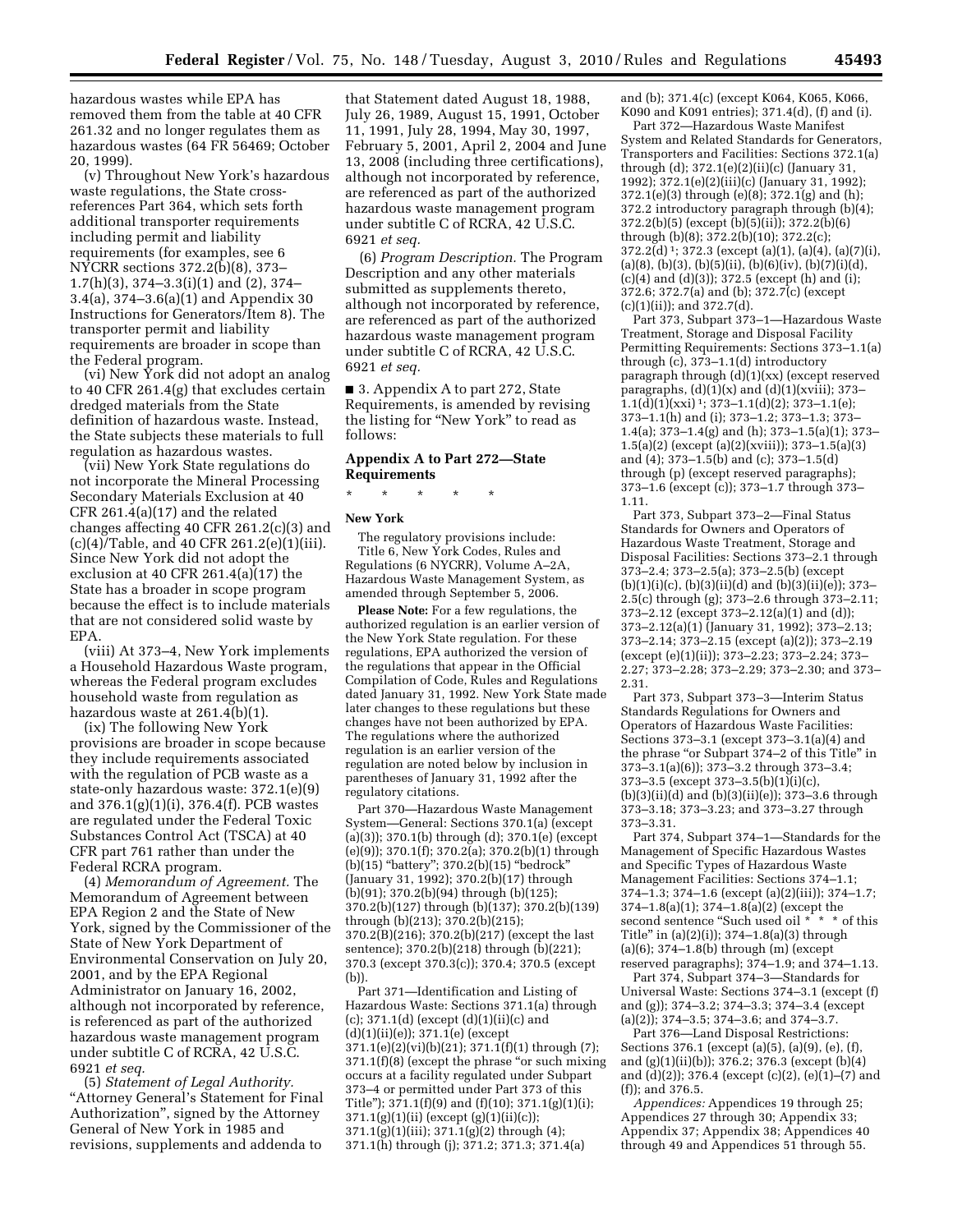hazardous wastes while EPA has removed them from the table at 40 CFR 261.32 and no longer regulates them as hazardous wastes (64 FR 56469; October 20, 1999).

(v) Throughout New York's hazardous waste regulations, the State cross-references Part 364, which sets forth additional transporter requirements including permit and liability requirements (for examples, see 6 NYCRR sections 372.2(b)(8), 373–1.7(h)(3), 374–3.3(i)(1) and (2), 374–3.4(a), 374–3.6(a)(1) and Appendix 30 Instructions for Generators/Item 8). The transporter permit and liability requirements are broader in scope than the Federal program.

(vi) New York did not adopt an analog to 40 CFR 261.4(g) that excludes certain dredged materials from the State definition of hazardous waste. Instead, the State subjects these materials to full regulation as hazardous wastes.

(vii) New York State regulations do not incorporate the Mineral Processing Secondary Materials Exclusion at 40 CFR 261.4(a)(17) and the related changes affecting 40 CFR 261.2(c)(3) and (c)(4)/Table, and 40 CFR 261.2(e)(1)(iii). Since New York did not adopt the exclusion at 40 CFR 261.4(a)(17) the State has a broader in scope program because the effect is to include materials that are not considered solid waste by EPA.

(viii) At 373–4, New York implements a Household Hazardous Waste program, whereas the Federal program excludes household waste from regulation as hazardous waste at 261.4(b)(1).

(ix) The following New York provisions are broader in scope because they include requirements associated with the regulation of PCB waste as a state-only hazardous waste: 372.1(e)(9) and 376.1(g)(1)(i), 376.4(f). PCB wastes are regulated under the Federal Toxic Substances Control Act (TSCA) at 40 CFR part 761 rather than under the Federal RCRA program.

(4) *Memorandum of Agreement.* The Memorandum of Agreement between EPA Region 2 and the State of New York, signed by the Commissioner of the State of New York Department of Environmental Conservation on July 20, 2001, and by the EPA Regional Administrator on January 16, 2002, although not incorporated by reference, is referenced as part of the authorized hazardous waste management program under subtitle C of RCRA, 42 U.S.C. 6921 *et seq.*

(5) *Statement of Legal Authority.* "Attorney General's Statement for Final Authorization", signed by the Attorney General of New York in 1985 and revisions, supplements and addenda to that Statement dated August 18, 1988, July 26, 1989, August 15, 1991, October 11, 1991, July 28, 1994, May 30, 1997, February 5, 2001, April 2, 2004 and June 13, 2008 (including three certifications), although not incorporated by reference, are referenced as part of the authorized hazardous waste management program under subtitle C of RCRA, 42 U.S.C. 6921 *et seq.*

(6) *Program Description.* The Program Description and any other materials submitted as supplements thereto, although not incorporated by reference, are referenced as part of the authorized hazardous waste management program under subtitle C of RCRA, 42 U.S.C. 6921 *et seq.*

■ 3. Appendix A to part 272, State Requirements, is amended by revising the listing for "New York" to read as follows:

## Appendix A to Part 272—State Requirements

\* \* \* \* \*

### New York

The regulatory provisions include: Title 6, New York Codes, Rules and Regulations (6 NYCRR), Volume A–2A, Hazardous Waste Management System, as amended through September 5, 2006.

**Please Note:** For a few regulations, the authorized regulation is an earlier version of the New York State regulation. For these regulations, EPA authorized the version of the regulations that appear in the Official Compilation of Code, Rules and Regulations dated January 31, 1992. New York State made later changes to these regulations but these changes have not been authorized by EPA. The regulations where the authorized regulation is an earlier version of the regulation are noted below by inclusion in parentheses of January 31, 1992 after the regulatory citations.

Part 370—Hazardous Waste Management System—General: Sections 370.1(a) (except (a)(3)); 370.1(b) through (d); 370.1(e) (except (e)(9)); 370.1(f); 370.2(a); 370.2(b)(1) through (b)(15) "battery"; 370.2(b)(15) "bedrock" (January 31, 1992); 370.2(b)(17) through (b)(91); 370.2(b)(94) through (b)(125); 370.2(b)(127) through (b)(137); 370.2(b)(139) through (b)(213); 370.2(b)(215); 370.2(B)(216); 370.2(b)(217) (except the last sentence); 370.2(b)(218) through (b)(221); 370.3 (except 370.3(c)); 370.4; 370.5 (except (b)).

Part 371—Identification and Listing of Hazardous Waste: Sections 371.1(a) through (c); 371.1(d) (except (d)(1)(ii)(c) and (d)(1)(ii)(e)); 371.1(e) (except 371.1(e)(2)(vi)(b)(21); 371.1(f)(1) through (7); 371.1(f)(8) (except the phrase "or such mixing occurs at a facility regulated under Subpart 373–4 or permitted under Part 373 of this Title"); 371.1(f)(9) and (f)(10); 371.1(g)(1)(i); 371.1(g)(1)(ii) (except (g)(1)(ii)(c)); 371.1(g)(1)(iii); 371.1(g)(2) through (4); 371.1(h) through (j); 371.2; 371.3; 371.4(a) and (b); 371.4(c) (except K064, K065, K066, K090 and K091 entries); 371.4(d), (f) and (i).

Part 372—Hazardous Waste Manifest System and Related Standards for Generators, Transporters and Facilities: Sections 372.1(a) through (d); 372.1(e)(2)(ii)(c) (January 31, 1992); 372.1(e)(2)(iii)(c) (January 31, 1992); 372.1(e)(3) through (e)(8); 372.1(g) and (h); 372.2 introductory paragraph through (b)(4); 372.2(b)(5) (except (b)(5)(ii)); 372.2(b)(6) through (b)(8); 372.2(b)(10); 372.2(c); 372.2(d) [1]; 372.3 (except (a)(1), (a)(4), (a)(7)(i), (a)(8), (b)(3), (b)(5)(ii), (b)(6)(iv), (b)(7)(i)(d), (c)(4) and (d)(3)); 372.5 (except (h) and (i); 372.6; 372.7(a) and (b); 372.7(c) (except (c)(1)(ii)); and 372.7(d).

Part 373, Subpart 373–1—Hazardous Waste Treatment, Storage and Disposal Facility Permitting Requirements: Sections 373–1.1(a) through (c), 373–1.1(d) introductory paragraph through (d)(1)(xx) (except reserved paragraphs, (d)(1)(x) and (d)(1)(xviii); 373–1.1(d)(1)(xxi) [1]; 373–1.1(d)(2); 373–1.1(e); 373–1.1(h) and (i); 373–1.2; 373–1.3; 373–1.4(a); 373–1.4(g) and (h); 373–1.5(a)(1); 373–1.5(a)(2) (except (a)(2)(xviii)); 373–1.5(a)(3) and (4); 373–1.5(b) and (c); 373–1.5(d) through (p) (except reserved paragraphs); 373–1.6 (except (c)); 373–1.7 through 373–1.11.

Part 373, Subpart 373–2—Final Status Standards for Owners and Operators of Hazardous Waste Treatment, Storage and Disposal Facilities: Sections 373–2.1 through 373–2.4; 373–2.5(a); 373–2.5(b) (except (b)(1)(i)(c), (b)(3)(ii)(d) and (b)(3)(ii)(e)); 373–2.5(c) through (g); 373–2.6 through 373–2.11; 373–2.12 (except 373–2.12(a)(1) and (d)); 373–2.12(a)(1) (January 31, 1992); 373–2.13; 373–2.14; 373–2.15 (except (a)(2)); 373–2.19 (except (e)(1)(ii)); 373–2.23; 373–2.24; 373–2.27; 373–2.28; 373–2.29; 373–2.30; and 373–2.31.

Part 373, Subpart 373–3—Interim Status Standards Regulations for Owners and Operators of Hazardous Waste Facilities: Sections 373–3.1 (except 373–3.1(a)(4) and the phrase "or Subpart 374–2 of this Title" in 373–3.1(a)(6)); 373–3.2 through 373–3.4; 373–3.5 (except 373–3.5(b)(1)(i)(c), (b)(3)(ii)(d) and (b)(3)(ii)(e)); 373–3.6 through 373–3.18; 373–3.23; and 373–3.27 through 373–3.31.

Part 374, Subpart 374–1—Standards for the Management of Specific Hazardous Wastes and Specific Types of Hazardous Waste Management Facilities: Sections 374–1.1; 374–1.3; 374–1.6 (except (a)(2)(iii)); 374–1.7; 374–1.8(a)(1); 374–1.8(a)(2) (except the second sentence "Such used oil \* \* \* of this Title" in (a)(2)(i)); 374–1.8(a)(3) through (a)(6); 374–1.8(b) through (m) (except reserved paragraphs); 374–1.9; and 374–1.13.

Part 374, Subpart 374–3—Standards for Universal Waste: Sections 374–3.1 (except (f) and (g)); 374–3.2; 374–3.3; 374–3.4 (except (a)(2)); 374–3.5; 374–3.6; and 374–3.7.

Part 376—Land Disposal Restrictions: Sections 376.1 (except (a)(5), (a)(9), (e), (f), and (g)(1)(ii)(b)); 376.2; 376.3 (except (b)(4) and (d)(2)); 376.4 (except (c)(2), (e)(1)–(7) and (f)); and 376.5.

*Appendices:* Appendices 19 through 25; Appendices 27 through 30; Appendix 33; Appendix 37; Appendix 38; Appendices 40 through 49 and Appendices 51 through 55.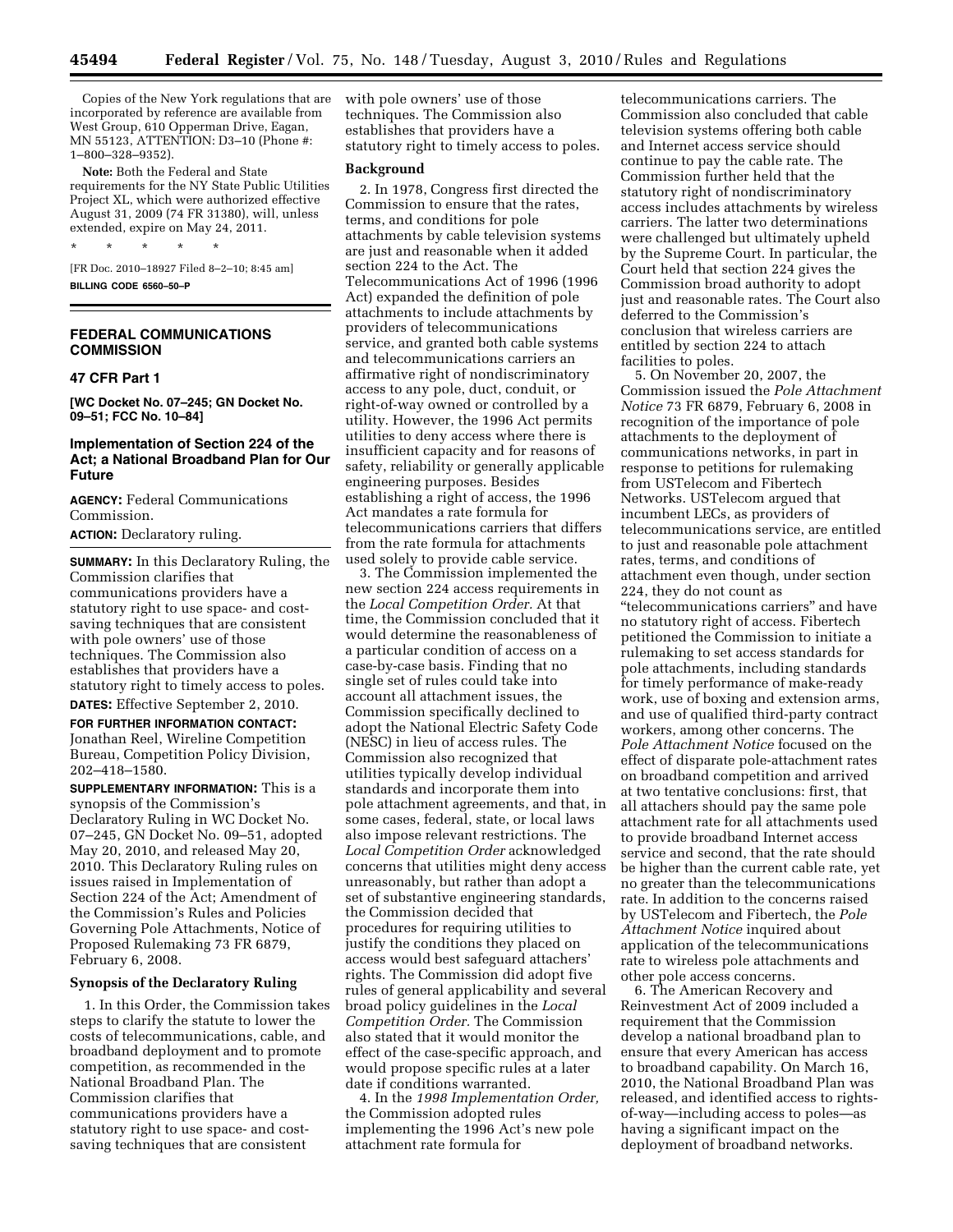Copies of the New York regulations that are incorporated by reference are available from West Group, 610 Opperman Drive, Eagan, MN 55123, ATTENTION: D3–10 (Phone #: 1–800–328–9352).

**Note:** Both the Federal and State requirements for the NY State Public Utilities Project XL, which were authorized effective August 31, 2009 (74 FR 31380), will, unless extended, expire on May 24, 2011.

\* \* \* \* \*

[FR Doc. 2010–18927 Filed 8–2–10; 8:45 am]

**BILLING CODE 6560–50–P**

## FEDERAL COMMUNICATIONS COMMISSION

### 47 CFR Part 1

**[WC Docket No. 07–245; GN Docket No. 09–51; FCC No. 10–84]**

### Implementation of Section 224 of the Act; a National Broadband Plan for Our Future

**AGENCY:** Federal Communications Commission.

**ACTION:** Declaratory ruling.

**SUMMARY:** In this Declaratory Ruling, the Commission clarifies that communications providers have a statutory right to use space- and cost-saving techniques that are consistent with pole owners' use of those techniques. The Commission also establishes that providers have a statutory right to timely access to poles.

**DATES:** Effective September 2, 2010.

**FOR FURTHER INFORMATION CONTACT:** Jonathan Reel, Wireline Competition Bureau, Competition Policy Division, 202–418–1580.

**SUPPLEMENTARY INFORMATION:** This is a synopsis of the Commission's Declaratory Ruling in WC Docket No. 07–245, GN Docket No. 09–51, adopted May 20, 2010, and released May 20, 2010. This Declaratory Ruling rules on issues raised in Implementation of Section 224 of the Act; Amendment of the Commission's Rules and Policies Governing Pole Attachments, Notice of Proposed Rulemaking 73 FR 6879, February 6, 2008.

### Synopsis of the Declaratory Ruling

1. In this Order, the Commission takes steps to clarify the statute to lower the costs of telecommunications, cable, and broadband deployment and to promote competition, as recommended in the National Broadband Plan. The Commission clarifies that communications providers have a statutory right to use space- and cost-saving techniques that are consistent with pole owners' use of those techniques. The Commission also establishes that providers have a statutory right to timely access to poles.

### Background

2. In 1978, Congress first directed the Commission to ensure that the rates, terms, and conditions for pole attachments by cable television systems are just and reasonable when it added section 224 to the Act. The Telecommunications Act of 1996 (1996 Act) expanded the definition of pole attachments to include attachments by providers of telecommunications service, and granted both cable systems and telecommunications carriers an affirmative right of nondiscriminatory access to any pole, duct, conduit, or right-of-way owned or controlled by a utility. However, the 1996 Act permits utilities to deny access where there is insufficient capacity and for reasons of safety, reliability or generally applicable engineering purposes. Besides establishing a right of access, the 1996 Act mandates a rate formula for telecommunications carriers that differs from the rate formula for attachments used solely to provide cable service.

3. The Commission implemented the new section 224 access requirements in the *Local Competition Order.* At that time, the Commission concluded that it would determine the reasonableness of a particular condition of access on a case-by-case basis. Finding that no single set of rules could take into account all attachment issues, the Commission specifically declined to adopt the National Electric Safety Code (NESC) in lieu of access rules. The Commission also recognized that utilities typically develop individual standards and incorporate them into pole attachment agreements, and that, in some cases, federal, state, or local laws also impose relevant restrictions. The *Local Competition Order* acknowledged concerns that utilities might deny access unreasonably, but rather than adopt a set of substantive engineering standards, the Commission decided that procedures for requiring utilities to justify the conditions they placed on access would best safeguard attachers' rights. The Commission did adopt five rules of general applicability and several broad policy guidelines in the *Local Competition Order.* The Commission also stated that it would monitor the effect of the case-specific approach, and would propose specific rules at a later date if conditions warranted.

4. In the *1998 Implementation Order,* the Commission adopted rules implementing the 1996 Act's new pole attachment rate formula for telecommunications carriers. The Commission also concluded that cable television systems offering both cable and Internet access service should continue to pay the cable rate. The Commission further held that the statutory right of nondiscriminatory access includes attachments by wireless carriers. The latter two determinations were challenged but ultimately upheld by the Supreme Court. In particular, the Court held that section 224 gives the Commission broad authority to adopt just and reasonable rates. The Court also deferred to the Commission's conclusion that wireless carriers are entitled by section 224 to attach facilities to poles.

5. On November 20, 2007, the Commission issued the *Pole Attachment Notice* 73 FR 6879, February 6, 2008 in recognition of the importance of pole attachments to the deployment of communications networks, in part in response to petitions for rulemaking from USTelecom and Fibertech Networks. USTelecom argued that incumbent LECs, as providers of telecommunications service, are entitled to just and reasonable pole attachment rates, terms, and conditions of attachment even though, under section 224, they do not count as "telecommunications carriers" and have no statutory right of access. Fibertech petitioned the Commission to initiate a rulemaking to set access standards for pole attachments, including standards for timely performance of make-ready work, use of boxing and extension arms, and use of qualified third-party contract workers, among other concerns. The *Pole Attachment Notice* focused on the effect of disparate pole-attachment rates on broadband competition and arrived at two tentative conclusions: first, that all attachers should pay the same pole attachment rate for all attachments used to provide broadband Internet access service and second, that the rate should be higher than the current cable rate, yet no greater than the telecommunications rate. In addition to the concerns raised by USTelecom and Fibertech, the *Pole Attachment Notice* inquired about application of the telecommunications rate to wireless pole attachments and other pole access concerns.

6. The American Recovery and Reinvestment Act of 2009 included a requirement that the Commission develop a national broadband plan to ensure that every American has access to broadband capability. On March 16, 2010, the National Broadband Plan was released, and identified access to rights-of-way—including access to poles—as having a significant impact on the deployment of broadband networks.